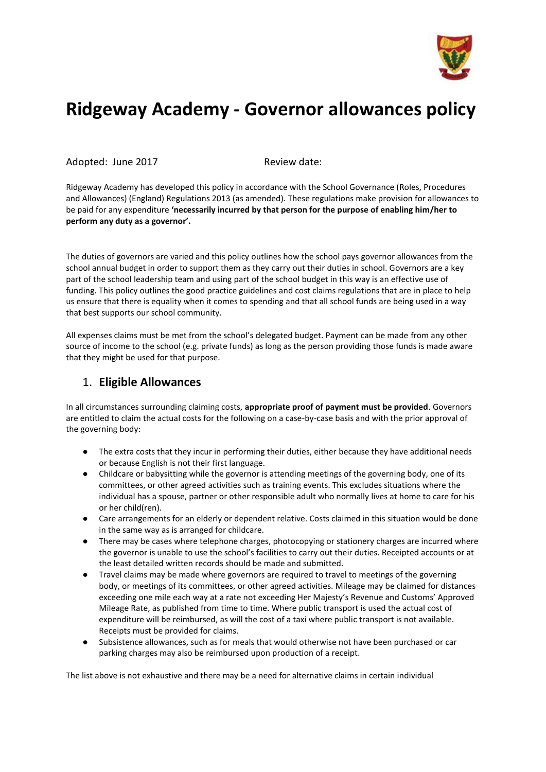# Ridgeway Academy - Governor allowances policy

Adopted: June 2017 Review date:

Ridgeway Academy has developed this policy in accordance with the School Governance (Roles, Procedures and Allowances) (England) Regulations 2013 (as amended). These regulations make provision for allowances to be paid for any expenditure **'necessarily incurred by that person for the purpose of enabling him/her to perform any duty as a governor'.**

The duties of governors are varied and this policy outlines how the school pays governor allowances from the school annual budget in order to support them as they carry out their duties in school. Governors are a key part of the school leadership team and using part of the school budget in this way is an effective use of funding. This policy outlines the good practice guidelines and cost claims regulations that are in place to help us ensure that there is equality when it comes to spending and that all school funds are being used in a way that best supports our school community.

All expenses claims must be met from the school's delegated budget. Payment can be made from any other source of income to the school (e.g. private funds) as long as the person providing those funds is made aware that they might be used for that purpose.

## 1. Eligible Allowances

In all circumstances surrounding claiming costs, **appropriate proof of payment must be provided**. Governors are entitled to claim the actual costs for the following on a case-by-case basis and with the prior approval of the governing body:

- The extra costs that they incur in performing their duties, either because they have additional needs or because English is not their first language.
- Childcare or babysitting while the governor is attending meetings of the governing body, one of its committees, or other agreed activities such as training events. This excludes situations where the individual has a spouse, partner or other responsible adult who normally lives at home to care for his or her child(ren).
- Care arrangements for an elderly or dependent relative. Costs claimed in this situation would be done in the same way as is arranged for childcare.
- There may be cases where telephone charges, photocopying or stationery charges are incurred where the governor is unable to use the school's facilities to carry out their duties. Receipted accounts or at the least detailed written records should be made and submitted.
- Travel claims may be made where governors are required to travel to meetings of the governing body, or meetings of its committees, or other agreed activities. Mileage may be claimed for distances exceeding one mile each way at a rate not exceeding Her Majesty's Revenue and Customs' Approved Mileage Rate, as published from time to time. Where public transport is used the actual cost of expenditure will be reimbursed, as will the cost of a taxi where public transport is not available. Receipts must be provided for claims.
- Subsistence allowances, such as for meals that would otherwise not have been purchased or car parking charges may also be reimbursed upon production of a receipt.

The list above is not exhaustive and there may be a need for alternative claims in certain individual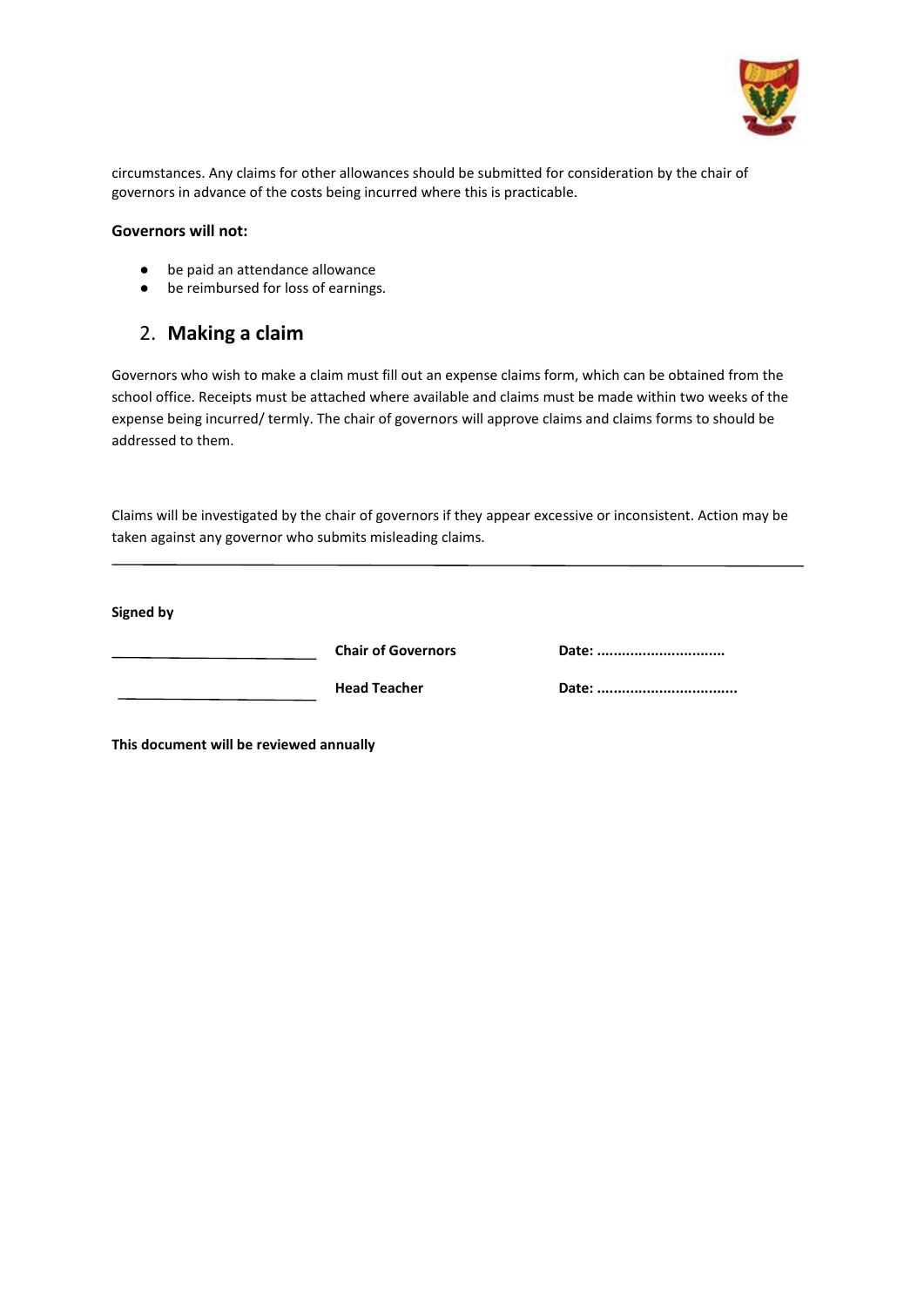circumstances. Any claims for other allowances should be submitted for consideration by the chair of governors in advance of the costs being incurred where this is practicable.

**Governors will not:**

- be paid an attendance allowance
- be reimbursed for loss of earnings.

## 2. **Making a claim**

Governors who wish to make a claim must fill out an expense claims form, which can be obtained from the school office. Receipts must be attached where available and claims must be made within two weeks of the expense being incurred/ termly. The chair of governors will approve claims and claims forms to should be addressed to them.

Claims will be investigated by the chair of governors if they appear excessive or inconsistent. Action may be taken against any governor who submits misleading claims.

---

**Signed by**

| | | |
|---|---|---|
| ______________________ | **Chair of Governors** | **Date: ..............................** |
| ______________________ | **Head Teacher** | **Date: .................................** |

**This document will be reviewed annually**